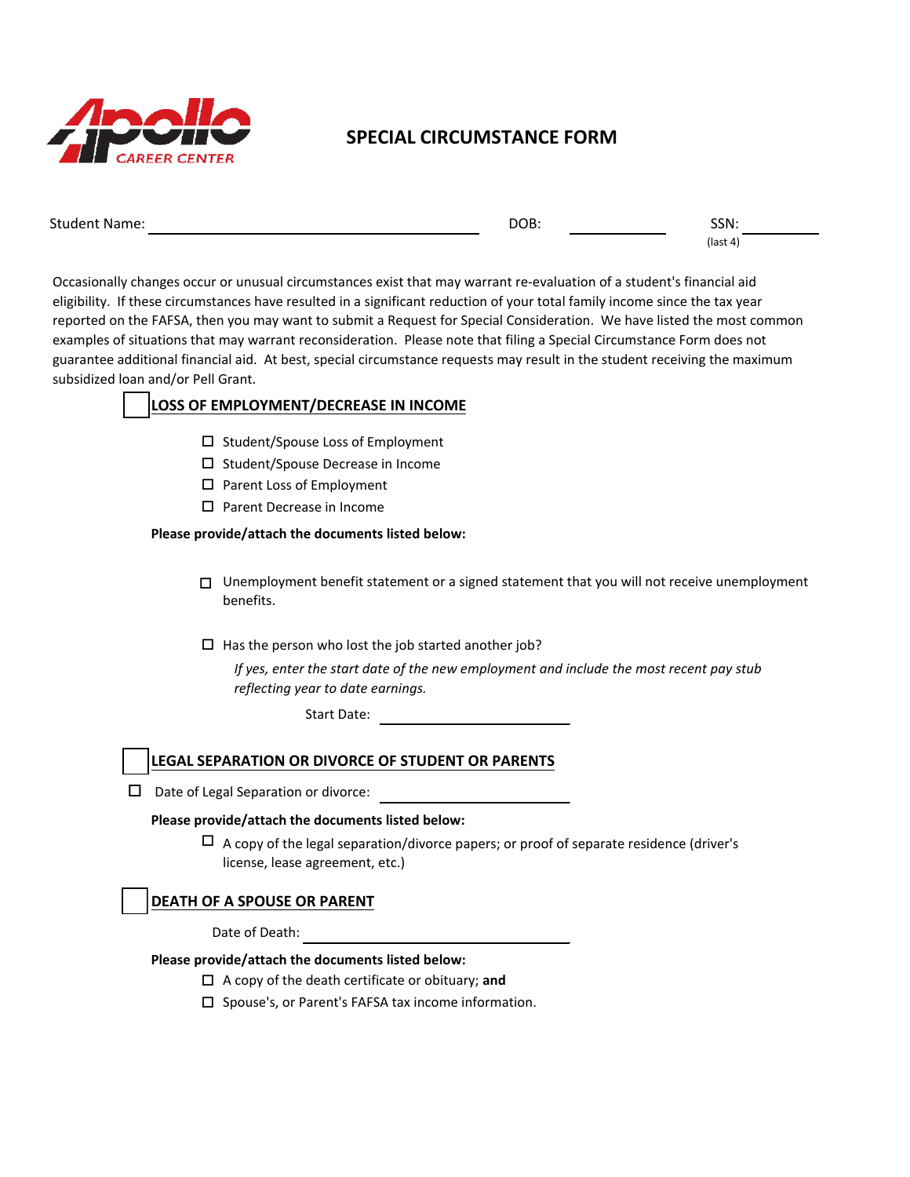Apollo CAREER CENTER

# SPECIAL CIRCUMSTANCE FORM

Student Name: ______________________ DOB: __________ SSN: __________ (last 4)

Occasionally changes occur or unusual circumstances exist that may warrant re-evaluation of a student's financial aid eligibility. If these circumstances have resulted in a significant reduction of your total family income since the tax year reported on the FAFSA, then you may want to submit a Request for Special Consideration. We have listed the most common examples of situations that may warrant reconsideration. Please note that filing a Special Circumstance Form does not guarantee additional financial aid. At best, special circumstance requests may result in the student receiving the maximum subsidized loan and/or Pell Grant.

## ☐ LOSS OF EMPLOYMENT/DECREASE IN INCOME

- ☐ Student/Spouse Loss of Employment
- ☐ Student/Spouse Decrease in Income
- ☐ Parent Loss of Employment
- ☐ Parent Decrease in Income

**Please provide/attach the documents listed below:**

- ☐ Unemployment benefit statement or a signed statement that you will not receive unemployment benefits.

- ☐ Has the person who lost the job started another job?

  *If yes, enter the start date of the new employment and include the most recent pay stub reflecting year to date earnings.*

  Start Date: ______________________

## ☐ LEGAL SEPARATION OR DIVORCE OF STUDENT OR PARENTS

☐ Date of Legal Separation or divorce: ______________________

**Please provide/attach the documents listed below:**

- ☐ A copy of the legal separation/divorce papers; or proof of separate residence (driver's license, lease agreement, etc.)

## ☐ DEATH OF A SPOUSE OR PARENT

Date of Death: ______________________

**Please provide/attach the documents listed below:**

- ☐ A copy of the death certificate or obituary; **and**
- ☐ Spouse's, or Parent's FAFSA tax income information.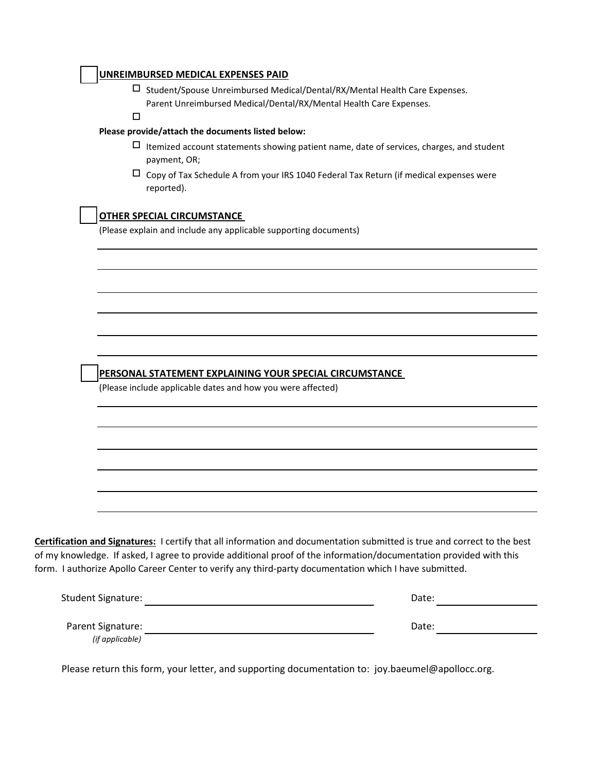☐ **<u>UNREIMBURSED MEDICAL EXPENSES PAID</u>**

- ☐ Student/Spouse Unreimbursed Medical/Dental/RX/Mental Health Care Expenses.
  Parent Unreimbursed Medical/Dental/RX/Mental Health Care Expenses.
- ☐

**Please provide/attach the documents listed below:**

- ☐ Itemized account statements showing patient name, date of services, charges, and student payment, OR;
- ☐ Copy of Tax Schedule A from your IRS 1040 Federal Tax Return (if medical expenses were reported).

☐ **<u>OTHER SPECIAL CIRCUMSTANCE</u>**

(Please explain and include any applicable supporting documents)

______________________________________________________________________________

______________________________________________________________________________

______________________________________________________________________________

______________________________________________________________________________

______________________________________________________________________________

______________________________________________________________________________

☐ **<u>PERSONAL STATEMENT EXPLAINING YOUR SPECIAL CIRCUMSTANCE</u>**

(Please include applicable dates and how you were affected)

______________________________________________________________________________

______________________________________________________________________________

______________________________________________________________________________

______________________________________________________________________________

______________________________________________________________________________

______________________________________________________________________________

**<u>Certification and Signatures:</u>** I certify that all information and documentation submitted is true and correct to the best of my knowledge. If asked, I agree to provide additional proof of the information/documentation provided with this form. I authorize Apollo Career Center to verify any third-party documentation which I have submitted.

Student Signature: ______________________________ Date: ______________

Parent Signature: ______________________________ Date: ______________
*(if applicable)*

Please return this form, your letter, and supporting documentation to: joy.baeumel@apollocc.org.